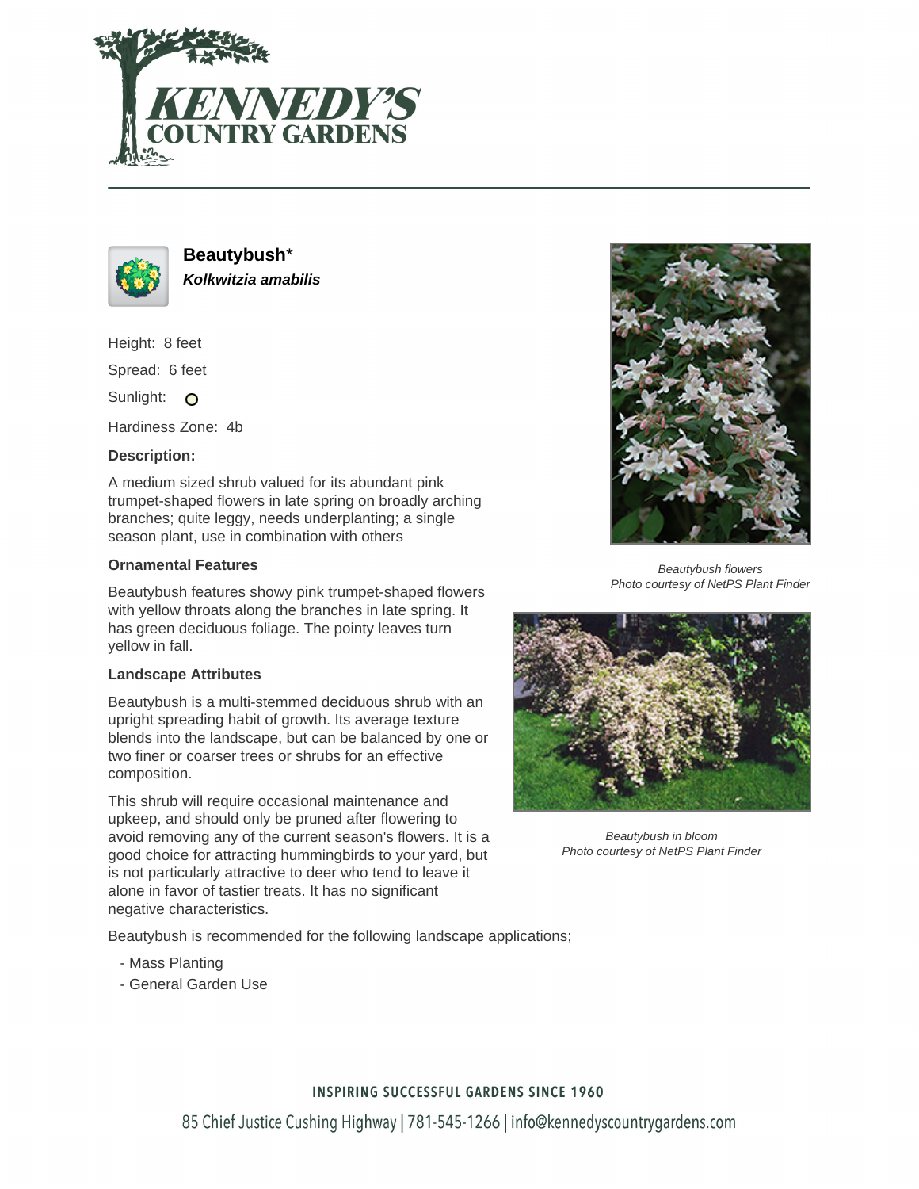# Beautybush*

***Kolkwitzia amabilis***

Height: 8 feet

Spread: 6 feet

Sunlight:

Hardiness Zone: 4b

### Description:

A medium sized shrub valued for its abundant pink trumpet-shaped flowers in late spring on broadly arching branches; quite leggy, needs underplanting; a single season plant, use in combination with others

### Ornamental Features

Beautybush features showy pink trumpet-shaped flowers with yellow throats along the branches in late spring. It has green deciduous foliage. The pointy leaves turn yellow in fall.

### Landscape Attributes

Beautybush is a multi-stemmed deciduous shrub with an upright spreading habit of growth. Its average texture blends into the landscape, but can be balanced by one or two finer or coarser trees or shrubs for an effective composition.

This shrub will require occasional maintenance and upkeep, and should only be pruned after flowering to avoid removing any of the current season's flowers. It is a good choice for attracting hummingbirds to your yard, but is not particularly attractive to deer who tend to leave it alone in favor of tastier treats. It has no significant negative characteristics.

Beautybush is recommended for the following landscape applications;

- Mass Planting
- General Garden Use

*Beautybush flowers*
*Photo courtesy of NetPS Plant Finder*

*Beautybush in bloom*
*Photo courtesy of NetPS Plant Finder*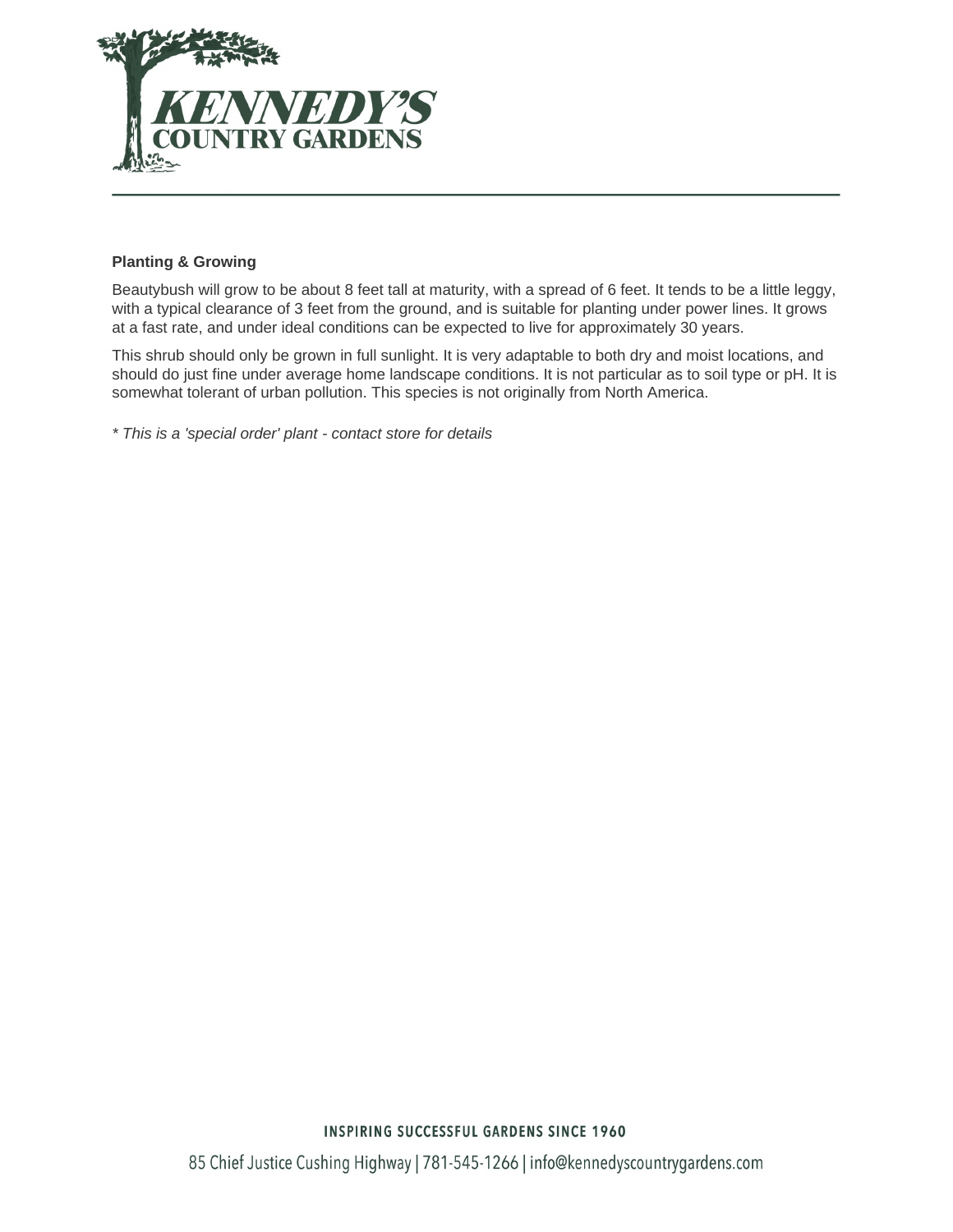**Planting & Growing**

Beautybush will grow to be about 8 feet tall at maturity, with a spread of 6 feet. It tends to be a little leggy, with a typical clearance of 3 feet from the ground, and is suitable for planting under power lines. It grows at a fast rate, and under ideal conditions can be expected to live for approximately 30 years.

This shrub should only be grown in full sunlight. It is very adaptable to both dry and moist locations, and should do just fine under average home landscape conditions. It is not particular as to soil type or pH. It is somewhat tolerant of urban pollution. This species is not originally from North America.

*\* This is a 'special order' plant - contact store for details*